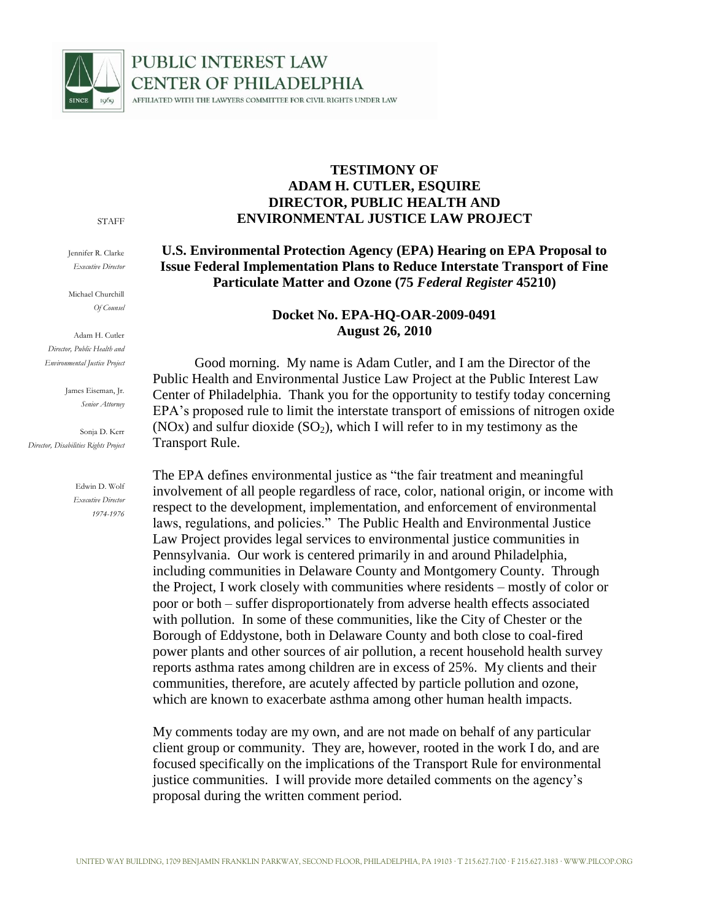PUBLIC INTEREST LAW CENTER OF PHILADELPHIA

AFFILIATED WITH THE LAWYERS COMMITTEE FOR CIVIL RIGHTS UNDER LAW

STAFF

Jennifer R. Clarke
*Executive Director*

Michael Churchill
*Of Counsel*

Adam H. Cutler
*Director, Public Health and Environmental Justice Project*

James Eiseman, Jr.
*Senior Attorney*

Sonja D. Kerr
*Director, Disabilities Rights Project*

Edwin D. Wolf
*Executive Director 1974-1976*

**TESTIMONY OF**
**ADAM H. CUTLER, ESQUIRE**
**DIRECTOR, PUBLIC HEALTH AND ENVIRONMENTAL JUSTICE LAW PROJECT**

**U.S. Environmental Protection Agency (EPA) Hearing on EPA Proposal to Issue Federal Implementation Plans to Reduce Interstate Transport of Fine Particulate Matter and Ozone (75 *Federal Register* 45210)**

**Docket No. EPA-HQ-OAR-2009-0491**
**August 26, 2010**

Good morning. My name is Adam Cutler, and I am the Director of the Public Health and Environmental Justice Law Project at the Public Interest Law Center of Philadelphia. Thank you for the opportunity to testify today concerning EPA's proposed rule to limit the interstate transport of emissions of nitrogen oxide (NOx) and sulfur dioxide ($SO_2$), which I will refer to in my testimony as the Transport Rule.

The EPA defines environmental justice as "the fair treatment and meaningful involvement of all people regardless of race, color, national origin, or income with respect to the development, implementation, and enforcement of environmental laws, regulations, and policies." The Public Health and Environmental Justice Law Project provides legal services to environmental justice communities in Pennsylvania. Our work is centered primarily in and around Philadelphia, including communities in Delaware County and Montgomery County. Through the Project, I work closely with communities where residents – mostly of color or poor or both – suffer disproportionately from adverse health effects associated with pollution. In some of these communities, like the City of Chester or the Borough of Eddystone, both in Delaware County and both close to coal-fired power plants and other sources of air pollution, a recent household health survey reports asthma rates among children are in excess of 25%. My clients and their communities, therefore, are acutely affected by particle pollution and ozone, which are known to exacerbate asthma among other human health impacts.

My comments today are my own, and are not made on behalf of any particular client group or community. They are, however, rooted in the work I do, and are focused specifically on the implications of the Transport Rule for environmental justice communities. I will provide more detailed comments on the agency's proposal during the written comment period.

UNITED WAY BUILDING, 1709 BENJAMIN FRANKLIN PARKWAY, SECOND FLOOR, PHILADELPHIA, PA 19103 · T 215.627.7100 · F 215.627.3183 · WWW.PILCOP.ORG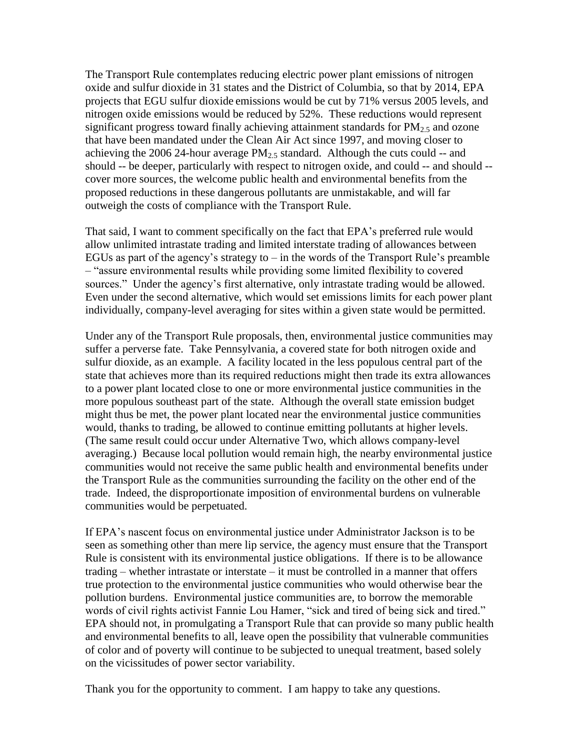The Transport Rule contemplates reducing electric power plant emissions of nitrogen oxide and sulfur dioxide in 31 states and the District of Columbia, so that by 2014, EPA projects that EGU sulfur dioxide emissions would be cut by 71% versus 2005 levels, and nitrogen oxide emissions would be reduced by 52%. These reductions would represent significant progress toward finally achieving attainment standards for $PM_{2.5}$ and ozone that have been mandated under the Clean Air Act since 1997, and moving closer to achieving the 2006 24-hour average $PM_{2.5}$ standard. Although the cuts could -- and should -- be deeper, particularly with respect to nitrogen oxide, and could -- and should -- cover more sources, the welcome public health and environmental benefits from the proposed reductions in these dangerous pollutants are unmistakable, and will far outweigh the costs of compliance with the Transport Rule.

That said, I want to comment specifically on the fact that EPA's preferred rule would allow unlimited intrastate trading and limited interstate trading of allowances between EGUs as part of the agency's strategy to – in the words of the Transport Rule's preamble – "assure environmental results while providing some limited flexibility to covered sources." Under the agency's first alternative, only intrastate trading would be allowed. Even under the second alternative, which would set emissions limits for each power plant individually, company-level averaging for sites within a given state would be permitted.

Under any of the Transport Rule proposals, then, environmental justice communities may suffer a perverse fate. Take Pennsylvania, a covered state for both nitrogen oxide and sulfur dioxide, as an example. A facility located in the less populous central part of the state that achieves more than its required reductions might then trade its extra allowances to a power plant located close to one or more environmental justice communities in the more populous southeast part of the state. Although the overall state emission budget might thus be met, the power plant located near the environmental justice communities would, thanks to trading, be allowed to continue emitting pollutants at higher levels. (The same result could occur under Alternative Two, which allows company-level averaging.) Because local pollution would remain high, the nearby environmental justice communities would not receive the same public health and environmental benefits under the Transport Rule as the communities surrounding the facility on the other end of the trade. Indeed, the disproportionate imposition of environmental burdens on vulnerable communities would be perpetuated.

If EPA's nascent focus on environmental justice under Administrator Jackson is to be seen as something other than mere lip service, the agency must ensure that the Transport Rule is consistent with its environmental justice obligations. If there is to be allowance trading – whether intrastate or interstate – it must be controlled in a manner that offers true protection to the environmental justice communities who would otherwise bear the pollution burdens. Environmental justice communities are, to borrow the memorable words of civil rights activist Fannie Lou Hamer, "sick and tired of being sick and tired." EPA should not, in promulgating a Transport Rule that can provide so many public health and environmental benefits to all, leave open the possibility that vulnerable communities of color and of poverty will continue to be subjected to unequal treatment, based solely on the vicissitudes of power sector variability.

Thank you for the opportunity to comment. I am happy to take any questions.